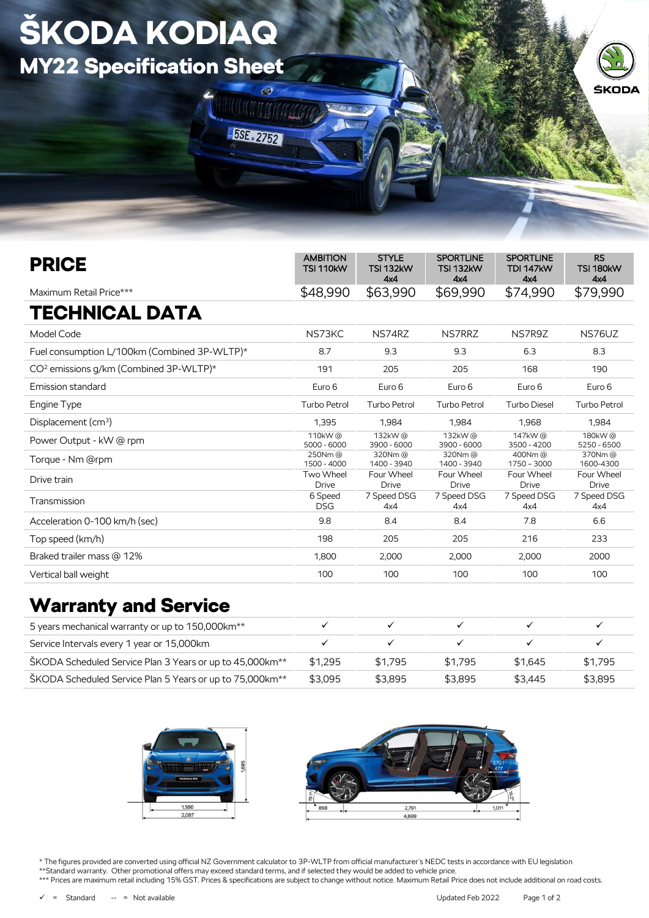# ŠKODA KODIAQ

## MY22 Specification Sheet

ŠKODA

| PRICE | AMBITION TSI 110kW | STYLE TSI 132kW 4x4 | SPORTLINE TSI 132kW 4x4 | SPORTLINE TDI 147kW 4x4 | RS TSI 180kW 4x4 |
|---|---|---|---|---|---|
| Maximum Retail Price*** | $48,990 | $63,990 | $69,990 | $74,990 | $79,990 |
| **TECHNICAL DATA** | | | | | |
| Model Code | NS73KC | NS74RZ | NS7RRZ | NS7R9Z | NS76UZ |
| Fuel consumption L/100km (Combined 3P-WLTP)* | 8.7 | 9.3 | 9.3 | 6.3 | 8.3 |
| $CO^2$ emissions g/km (Combined 3P-WLTP)* | 191 | 205 | 205 | 168 | 190 |
| Emission standard | Euro 6 | Euro 6 | Euro 6 | Euro 6 | Euro 6 |
| Engine Type | Turbo Petrol | Turbo Petrol | Turbo Petrol | Turbo Diesel | Turbo Petrol |
| Displacement ($cm^3$) | 1,395 | 1,984 | 1,984 | 1,968 | 1,984 |
| Power Output - kW @ rpm | 110kW @ 5000 - 6000 | 132kW @ 3900 - 6000 | 132kW @ 3900 - 6000 | 147kW @ 3500 - 4200 | 180kW @ 5250 - 6500 |
| Torque - Nm @rpm | 250Nm @ 1500 - 4000 | 320Nm @ 1400 - 3940 | 320Nm @ 1400 - 3940 | 400Nm @ 1750 – 3000 | 370Nm @ 1600-4300 |
| Drive train | Two Wheel Drive | Four Wheel Drive | Four Wheel Drive | Four Wheel Drive | Four Wheel Drive |
| Transmission | 6 Speed DSG | 7 Speed DSG 4x4 | 7 Speed DSG 4x4 | 7 Speed DSG 4x4 | 7 Speed DSG 4x4 |
| Acceleration 0-100 km/h (sec) | 9.8 | 8.4 | 8.4 | 7.8 | 6.6 |
| Top speed (km/h) | 198 | 205 | 205 | 216 | 233 |
| Braked trailer mass @ 12% | 1,800 | 2,000 | 2,000 | 2,000 | 2000 |
| Vertical ball weight | 100 | 100 | 100 | 100 | 100 |

## Warranty and Service

| | AMBITION TSI 110kW | STYLE TSI 132kW 4x4 | SPORTLINE TSI 132kW 4x4 | SPORTLINE TDI 147kW 4x4 | RS TSI 180kW 4x4 |
|---|---|---|---|---|---|
| 5 years mechanical warranty or up to 150,000km** | ✓ | ✓ | ✓ | ✓ | ✓ |
| Service Intervals every 1 year or 15,000km | ✓ | ✓ | ✓ | ✓ | ✓ |
| ŠKODA Scheduled Service Plan 3 Years or up to 45,000km** | $1,295 | $1,795 | $1,795 | $1,645 | $1,795 |
| ŠKODA Scheduled Service Plan 5 Years or up to 75,000km** | $3,095 | $3,895 | $3,895 | $3,445 | $3,895 |

\* The figures provided are converted using official NZ Government calculator to 3P-WLTP from official manufacturer's NEDC tests in accordance with EU legislation
**Standard warranty. Other promotional offers may exceed standard terms, and if selected they would be added to vehicle price.
*** Prices are maximum retail including 15% GST. Prices & specifications are subject to change without notice. Maximum Retail Price does not include additional on road costs.

✓ = Standard -- = Not available

Updated Feb 2022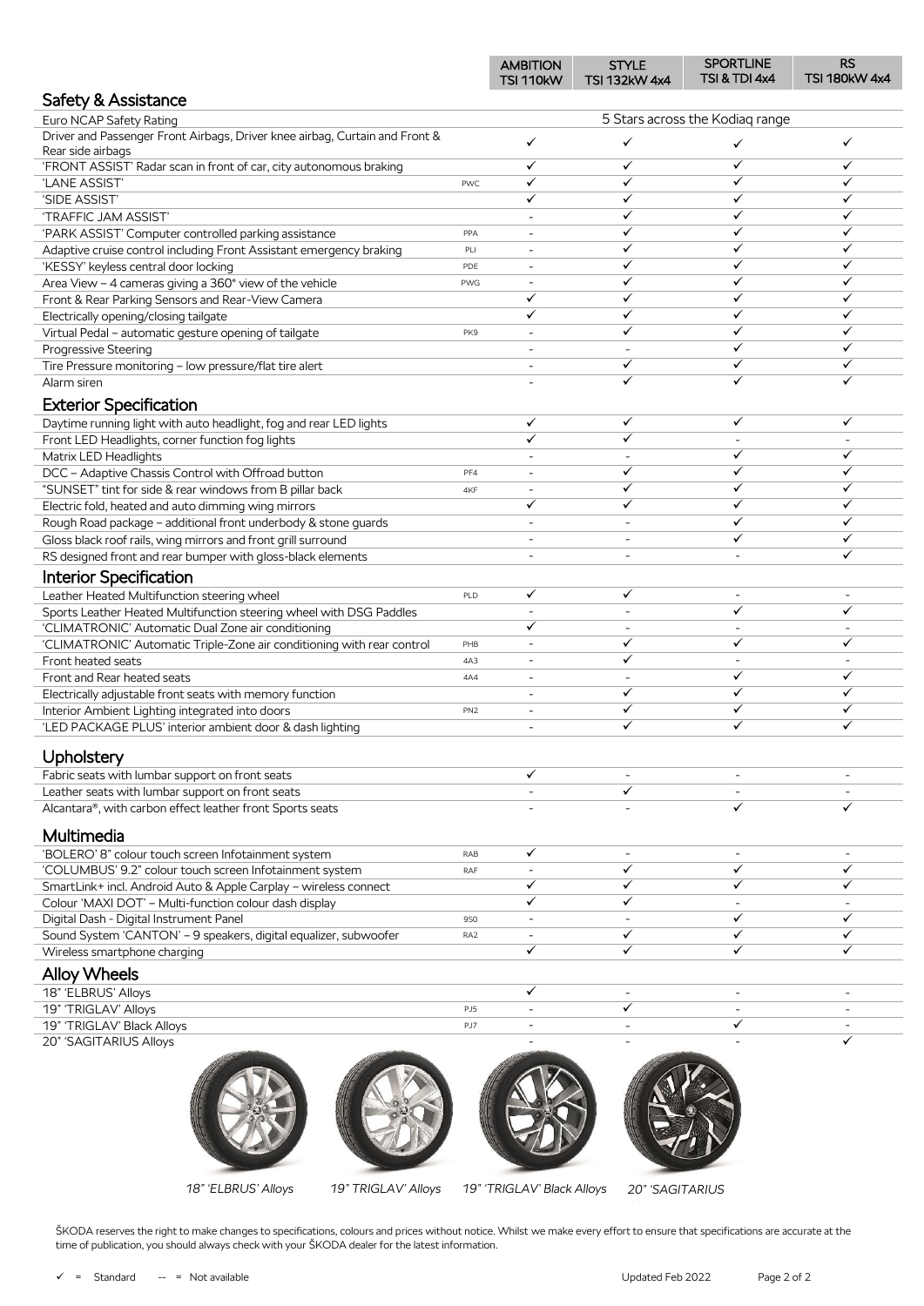| | | AMBITION TSI 110kW | STYLE TSI 132kW 4x4 | SPORTLINE TSI & TDI 4x4 | RS TSI 180kW 4x4 |
|---|---|---|---|---|---|
| **Safety & Assistance** | | | | | |
| Euro NCAP Safety Rating | | 5 Stars across the Kodiaq range | | | |
| Driver and Passenger Front Airbags, Driver knee airbag, Curtain and Front & Rear side airbags | | ✓ | ✓ | ✓ | ✓ |
| 'FRONT ASSIST' Radar scan in front of car, city autonomous braking | | ✓ | ✓ | ✓ | ✓ |
| 'LANE ASSIST' | PWC | ✓ | ✓ | ✓ | ✓ |
| 'SIDE ASSIST' | | ✓ | ✓ | ✓ | ✓ |
| 'TRAFFIC JAM ASSIST' | | - | ✓ | ✓ | ✓ |
| 'PARK ASSIST' Computer controlled parking assistance | PPA | - | ✓ | ✓ | ✓ |
| Adaptive cruise control including Front Assistant emergency braking | PLI | - | ✓ | ✓ | ✓ |
| 'KESSY' keyless central door locking | PDE | - | ✓ | ✓ | ✓ |
| Area View – 4 cameras giving a 360° view of the vehicle | PWG | - | ✓ | ✓ | ✓ |
| Front & Rear Parking Sensors and Rear-View Camera | | ✓ | ✓ | ✓ | ✓ |
| Electrically opening/closing tailgate | | ✓ | ✓ | ✓ | ✓ |
| Virtual Pedal – automatic gesture opening of tailgate | PK9 | - | ✓ | ✓ | ✓ |
| Progressive Steering | | - | - | ✓ | ✓ |
| Tire Pressure monitoring – low pressure/flat tire alert | | - | ✓ | ✓ | ✓ |
| Alarm siren | | - | ✓ | ✓ | ✓ |
| **Exterior Specification** | | | | | |
| Daytime running light with auto headlight, fog and rear LED lights | | ✓ | ✓ | ✓ | ✓ |
| Front LED Headlights, corner function fog lights | | ✓ | ✓ | - | - |
| Matrix LED Headlights | | - | - | ✓ | ✓ |
| DCC – Adaptive Chassis Control with Offroad button | PF4 | - | ✓ | ✓ | ✓ |
| "SUNSET" tint for side & rear windows from B pillar back | 4KF | - | ✓ | ✓ | ✓ |
| Electric fold, heated and auto dimming wing mirrors | | ✓ | ✓ | ✓ | ✓ |
| Rough Road package – additional front underbody & stone guards | | - | - | ✓ | ✓ |
| Gloss black roof rails, wing mirrors and front grill surround | | - | - | ✓ | ✓ |
| RS designed front and rear bumper with gloss-black elements | | - | - | - | ✓ |
| **Interior Specification** | | | | | |
| Leather Heated Multifunction steering wheel | PLD | ✓ | ✓ | - | - |
| Sports Leather Heated Multifunction steering wheel with DSG Paddles | | - | - | ✓ | ✓ |
| 'CLIMATRONIC' Automatic Dual Zone air conditioning | | ✓ | - | - | - |
| 'CLIMATRONIC' Automatic Triple-Zone air conditioning with rear control | PHB | - | ✓ | ✓ | ✓ |
| Front heated seats | 4A3 | - | ✓ | - | - |
| Front and Rear heated seats | 4A4 | - | - | ✓ | ✓ |
| Electrically adjustable front seats with memory function | | - | ✓ | ✓ | ✓ |
| Interior Ambient Lighting integrated into doors | PN2 | - | ✓ | ✓ | ✓ |
| 'LED PACKAGE PLUS' interior ambient door & dash lighting | | - | ✓ | ✓ | ✓ |
| **Upholstery** | | | | | |
| Fabric seats with lumbar support on front seats | | ✓ | - | - | - |
| Leather seats with lumbar support on front seats | | - | ✓ | - | - |
| Alcantara®, with carbon effect leather front Sports seats | | - | - | ✓ | ✓ |
| **Multimedia** | | | | | |
| 'BOLERO' 8" colour touch screen Infotainment system | RAB | ✓ | - | - | - |
| 'COLUMBUS' 9.2" colour touch screen Infotainment system | RAF | - | ✓ | ✓ | ✓ |
| SmartLink+ incl. Android Auto & Apple Carplay – wireless connect | | ✓ | ✓ | ✓ | ✓ |
| Colour 'MAXI DOT' – Multi-function colour dash display | | ✓ | ✓ | - | - |
| Digital Dash - Digital Instrument Panel | 9S0 | - | - | ✓ | ✓ |
| Sound System 'CANTON' – 9 speakers, digital equalizer, subwoofer | RA2 | - | ✓ | ✓ | ✓ |
| Wireless smartphone charging | | ✓ | ✓ | ✓ | ✓ |
| **Alloy Wheels** | | | | | |
| 18" 'ELBRUS' Alloys | | ✓ | - | - | - |
| 19" 'TRIGLAV' Alloys | PJ5 | - | ✓ | - | - |
| 19" 'TRIGLAV' Black Alloys | PJ7 | - | - | ✓ | - |
| 20" 'SAGITARIUS Alloys | | - | - | - | ✓ |

*18" 'ELBRUS' Alloys* *19" TRIGLAV' Alloys* *19" 'TRIGLAV' Black Alloys* *20" 'SAGITARIUS*

ŠKODA reserves the right to make changes to specifications, colours and prices without notice. Whilst we make every effort to ensure that specifications are accurate at the time of publication, you should always check with your ŠKODA dealer for the latest information.

✓ = Standard -- = Not available

Updated Feb 2022